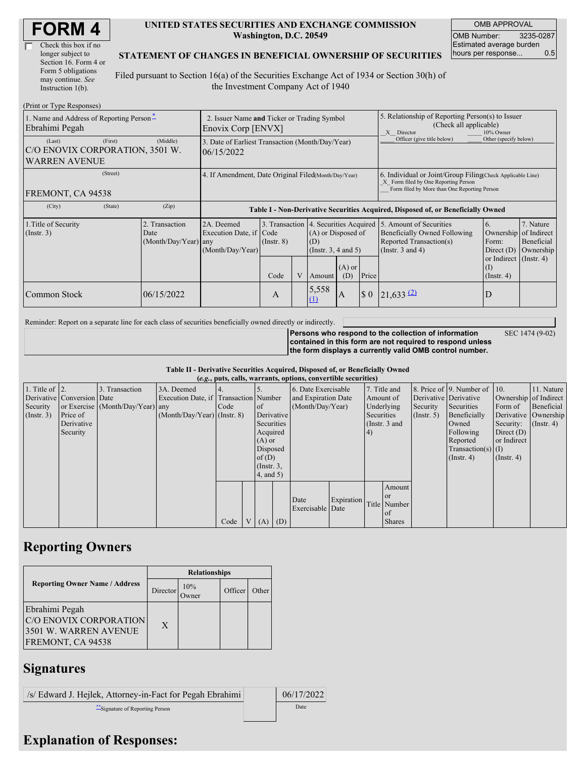# FORM 4

☐ Check this box if no longer subject to Section 16. Form 4 or Form 5 obligations may continue. *See* Instruction 1(b).

**UNITED STATES SECURITIES AND EXCHANGE COMMISSION**
**Washington, D.C. 20549**

**STATEMENT OF CHANGES IN BENEFICIAL OWNERSHIP OF SECURITIES**

Filed pursuant to Section 16(a) of the Securities Exchange Act of 1934 or Section 30(h) of the Investment Company Act of 1940

| OMB APPROVAL | |
|---|---|
| OMB Number: | 3235-0287 |
| Estimated average burden hours per response... | 0.5 |

(Print or Type Responses)

| 1. Name and Address of Reporting Person * | 2. Issuer Name and Ticker or Trading Symbol | 5. Relationship of Reporting Person(s) to Issuer (Check all applicable) |
|---|---|---|
| Ebrahimi Pegah | Enovix Corp [ENVX] | _X_ Director ___ 10% Owner ___ Officer (give title below) ___ Other (specify below) |
| (Last) (First) (Middle) C/O ENOVIX CORPORATION, 3501 W. WARREN AVENUE | 3. Date of Earliest Transaction (Month/Day/Year) 06/15/2022 | |
| (Street) FREMONT, CA 94538 | 4. If Amendment, Date Original Filed (Month/Day/Year) | 6. Individual or Joint/Group Filing (Check Applicable Line) _X_ Form filed by One Reporting Person ___ Form filed by More than One Reporting Person |
| (City) (State) (Zip) | | |

**Table I - Non-Derivative Securities Acquired, Disposed of, or Beneficially Owned**

| 1.Title of Security (Instr. 3) | 2. Transaction Date (Month/Day/Year) | 2A. Deemed Execution Date, if any (Month/Day/Year) | 3. Transaction Code (Instr. 8) | | 4. Securities Acquired (A) or Disposed of (D) (Instr. 3, 4 and 5) | | | 5. Amount of Securities Beneficially Owned Following Reported Transaction(s) (Instr. 3 and 4) | 6. Ownership Form: Direct (D) or Indirect (I) (Instr. 4) | 7. Nature of Indirect Beneficial Ownership (Instr. 4) |
|---|---|---|---|---|---|---|---|---|---|---|
| | | | Code | V | Amount | (A) or (D) | Price | | | |
| Common Stock | 06/15/2022 | | A | | 5,558 (1) | A | $ 0 | 21,633 (2) | D | |

Reminder: Report on a separate line for each class of securities beneficially owned directly or indirectly.

**Persons who respond to the collection of information contained in this form are not required to respond unless the form displays a currently valid OMB control number.** SEC 1474 (9-02)

**Table II - Derivative Securities Acquired, Disposed of, or Beneficially Owned**
**(*e.g.*, puts, calls, warrants, options, convertible securities)**

| 1. Title of Derivative Security (Instr. 3) | 2. Conversion or Exercise Price of Derivative Security | 3. Transaction Date (Month/Day/Year) | 3A. Deemed Execution Date, if any (Month/Day/Year) | 4. Transaction Code (Instr. 8) | | 5. Number of Derivative Securities Acquired (A) or Disposed of (D) (Instr. 3, 4, and 5) | | 6. Date Exercisable and Expiration Date (Month/Day/Year) | | 7. Title and Amount of Underlying Securities (Instr. 3 and 4) | | 8. Price of Derivative Security (Instr. 5) | 9. Number of Derivative Securities Beneficially Owned Following Reported Transaction(s) (Instr. 4) | 10. Ownership Form of Derivative Security: Direct (D) or Indirect (I) (Instr. 4) | 11. Nature of Indirect Beneficial Ownership (Instr. 4) |
|---|---|---|---|---|---|---|---|---|---|---|---|---|---|---|---|
| | | | | Code | V | (A) | (D) | Date Exercisable | Expiration Date | Title | Amount or Number of Shares | | | | |

## Reporting Owners

| Reporting Owner Name / Address | Relationships | | | |
|---|---|---|---|---|
| | Director | 10% Owner | Officer | Other |
| Ebrahimi Pegah C/O ENOVIX CORPORATION 3501 W. WARREN AVENUE FREMONT, CA 94538 | X | | | |

## Signatures

| /s/ Edward J. Hejlek, Attorney-in-Fact for Pegah Ebrahimi | | 06/17/2022 |
|---|---|---|
| **Signature of Reporting Person | | Date |

## Explanation of Responses: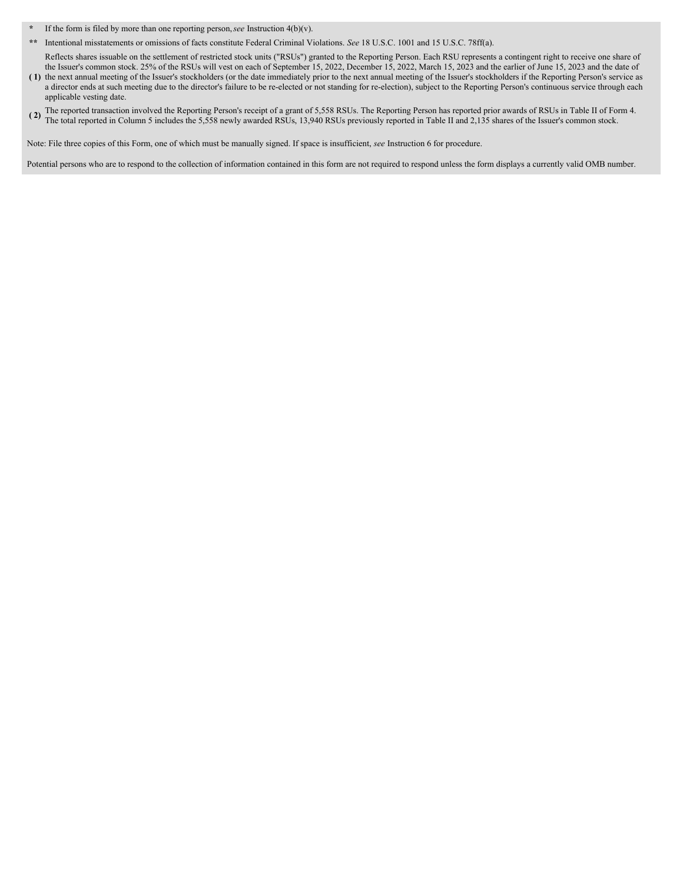\* If the form is filed by more than one reporting person, *see* Instruction 4(b)(v).

\*\* Intentional misstatements or omissions of facts constitute Federal Criminal Violations. *See* 18 U.S.C. 1001 and 15 U.S.C. 78ff(a).

( 1) Reflects shares issuable on the settlement of restricted stock units ("RSUs") granted to the Reporting Person. Each RSU represents a contingent right to receive one share of the Issuer's common stock. 25% of the RSUs will vest on each of September 15, 2022, December 15, 2022, March 15, 2023 and the earlier of June 15, 2023 and the date of the next annual meeting of the Issuer's stockholders (or the date immediately prior to the next annual meeting of the Issuer's stockholders if the Reporting Person's service as a director ends at such meeting due to the director's failure to be re-elected or not standing for re-election), subject to the Reporting Person's continuous service through each applicable vesting date.

( 2) The reported transaction involved the Reporting Person's receipt of a grant of 5,558 RSUs. The Reporting Person has reported prior awards of RSUs in Table II of Form 4. The total reported in Column 5 includes the 5,558 newly awarded RSUs, 13,940 RSUs previously reported in Table II and 2,135 shares of the Issuer's common stock.

Note: File three copies of this Form, one of which must be manually signed. If space is insufficient, *see* Instruction 6 for procedure.

Potential persons who are to respond to the collection of information contained in this form are not required to respond unless the form displays a currently valid OMB number.